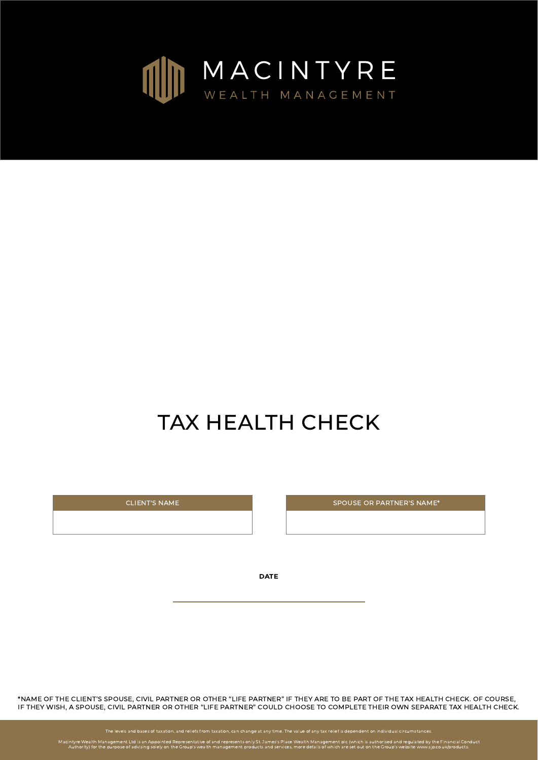MACINTYRE

WEALTH MANAGEMENT

# TAX HEALTH CHECK

| CLIENT'S NAME | SPOUSE OR PARTNER'S NAME* |
| --- | --- |
| | |

**DATE**

*NAME OF THE CLIENT'S SPOUSE, CIVIL PARTNER OR OTHER "LIFE PARTNER" IF THEY ARE TO BE PART OF THE TAX HEALTH CHECK. OF COURSE, IF THEY WISH, A SPOUSE, CIVIL PARTNER OR OTHER "LIFE PARTNER" COULD CHOOSE TO COMPLETE THEIR OWN SEPARATE TAX HEALTH CHECK.

The levels and bases of taxation, and reliefs from taxation, can change at any time. The value of any tax relief is dependent on individual circumstances.

Macintyre Wealth Management Ltd is an Appointed Representative of and represents only St. James's Place Wealth Management plc (which is authorised and regulated by the Financial Conduct Authority) for the purpose of advising solely on the Group's wealth management products and services, more details of which are set out on the Group's website www.sjp.co.uk/products.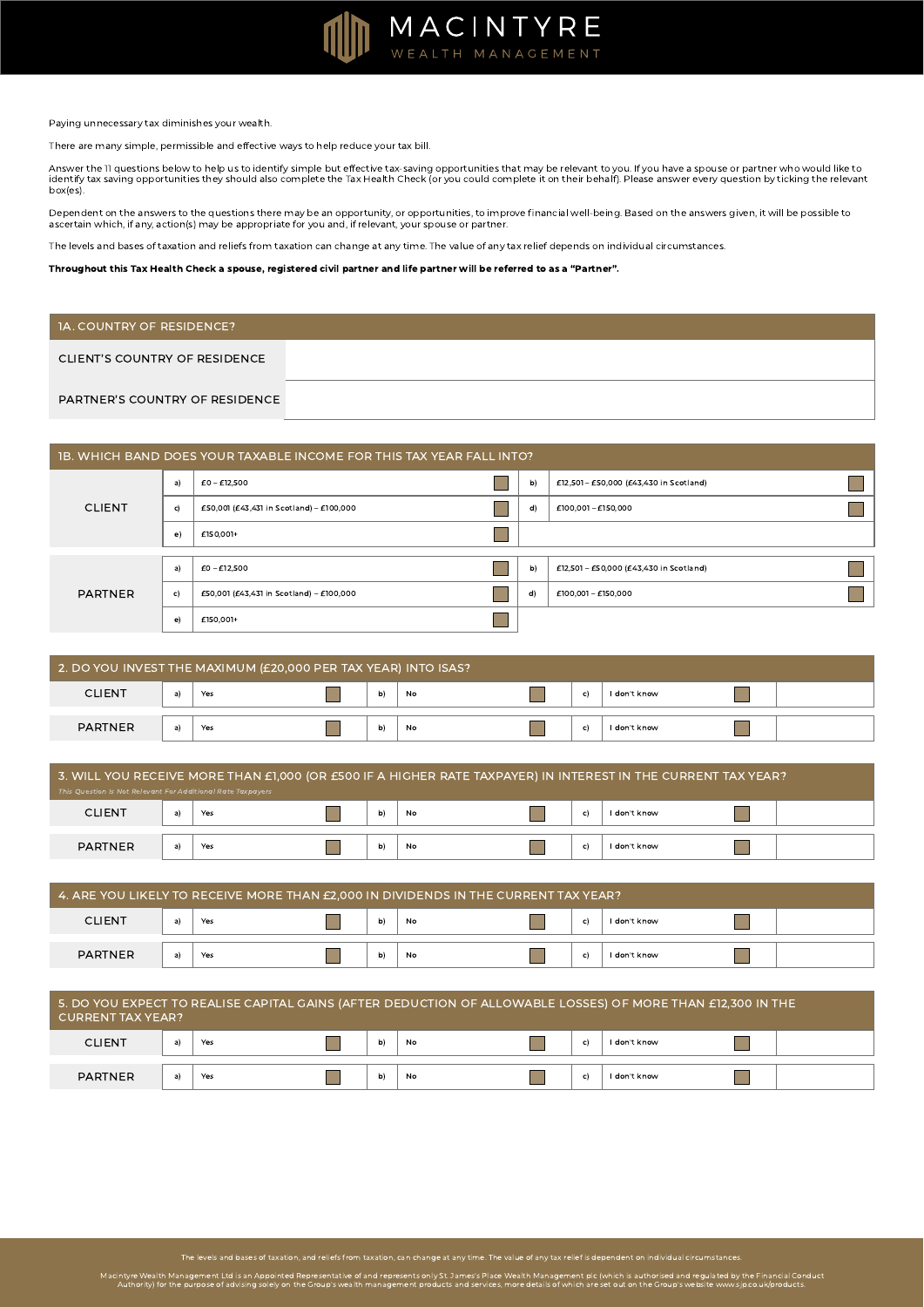Paying unnecessary tax diminishes your wealth.

There are many simple, permissible and effective ways to help reduce your tax bill.

Answer the 11 questions below to help us to identify simple but effective tax-saving opportunities that may be relevant to you. If you have a spouse or partner who would like to identify tax saving opportunities they should also complete the Tax Health Check (or you could complete it on their behalf). Please answer every question by ticking the relevant box(es).

Dependent on the answers to the questions there may be an opportunity, or opportunities, to improve financial well-being. Based on the answers given, it will be possible to ascertain which, if any, action(s) may be appropriate for you and, if relevant, your spouse or partner.

The levels and bases of taxation and reliefs from taxation can change at any time. The value of any tax relief depends on individual circumstances.

**Throughout this Tax Health Check a spouse, registered civil partner and life partner will be referred to as a "Partner".**

## 1A. COUNTRY OF RESIDENCE?

| | |
|---|---|
| CLIENT'S COUNTRY OF RESIDENCE | |
| PARTNER'S COUNTRY OF RESIDENCE | |

## 1B. WHICH BAND DOES YOUR TAXABLE INCOME FOR THIS TAX YEAR FALL INTO?

| | | | | | | |
|---|---|---|---|---|---|---|
| CLIENT | a) | £0 – £12,500 | ☐ | b) | £12,501 – £50,000 (£43,430 in Scotland) | ☐ |
| | c) | £50,001 (£43,431 in Scotland) – £100,000 | ☐ | d) | £100,001 – £150,000 | ☐ |
| | e) | £150,001+ | ☐ | | | |
| PARTNER | a) | £0 – £12,500 | ☐ | b) | £12,501 – £50,000 (£43,430 in Scotland) | ☐ |
| | c) | £50,001 (£43,431 in Scotland) – £100,000 | ☐ | d) | £100,001 – £150,000 | ☐ |
| | e) | £150,001+ | ☐ | | | |

## 2. DO YOU INVEST THE MAXIMUM (£20,000 PER TAX YEAR) INTO ISAS?

| | | | | | | | | | |
|---|---|---|---|---|---|---|---|---|---|
| CLIENT | a) | Yes | ☐ | b) | No | ☐ | c) | I don't know | ☐ |
| PARTNER | a) | Yes | ☐ | b) | No | ☐ | c) | I don't know | ☐ |

## 3. WILL YOU RECEIVE MORE THAN £1,000 (OR £500 IF A HIGHER RATE TAXPAYER) IN INTEREST IN THE CURRENT TAX YEAR?

*This Question Is Not Relevant For Additional Rate Taxpayers*

| | | | | | | | | | |
|---|---|---|---|---|---|---|---|---|---|
| CLIENT | a) | Yes | ☐ | b) | No | ☐ | c) | I don't know | ☐ |
| PARTNER | a) | Yes | ☐ | b) | No | ☐ | c) | I don't know | ☐ |

## 4. ARE YOU LIKELY TO RECEIVE MORE THAN £2,000 IN DIVIDENDS IN THE CURRENT TAX YEAR?

| | | | | | | | | | |
|---|---|---|---|---|---|---|---|---|---|
| CLIENT | a) | Yes | ☐ | b) | No | ☐ | c) | I don't know | ☐ |
| PARTNER | a) | Yes | ☐ | b) | No | ☐ | c) | I don't know | ☐ |

## 5. DO YOU EXPECT TO REALISE CAPITAL GAINS (AFTER DEDUCTION OF ALLOWABLE LOSSES) OF MORE THAN £12,300 IN THE CURRENT TAX YEAR?

| | | | | | | | | | |
|---|---|---|---|---|---|---|---|---|---|
| CLIENT | a) | Yes | ☐ | b) | No | ☐ | c) | I don't know | ☐ |
| PARTNER | a) | Yes | ☐ | b) | No | ☐ | c) | I don't know | ☐ |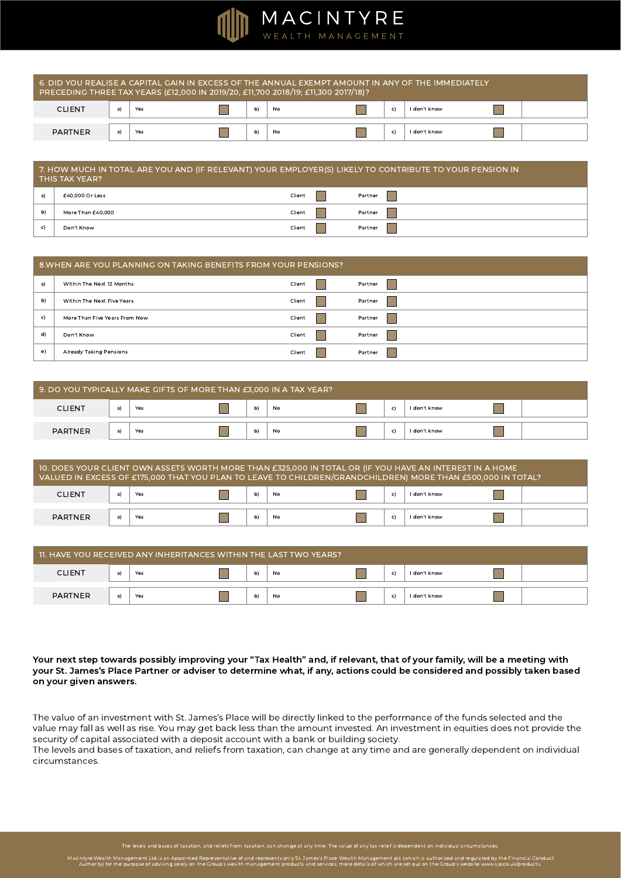| 6. DID YOU REALISE A CAPITAL GAIN IN EXCESS OF THE ANNUAL EXEMPT AMOUNT IN ANY OF THE IMMEDIATELY PRECEDING THREE TAX YEARS (£12,000 IN 2019/20, £11,700 2018/19; £11,300 2017/18)? | | | | | | | | | | |
|---|---|---|---|---|---|---|---|---|---|---|
| CLIENT | a) | Yes | ☐ | b) | No | ☐ | c) | I don't know | ☐ | |
| PARTNER | a) | Yes | ☐ | b) | No | ☐ | c) | I don't know | ☐ | |

| 7. HOW MUCH IN TOTAL ARE YOU AND (IF RELEVANT) YOUR EMPLOYER(S) LIKELY TO CONTRIBUTE TO YOUR PENSION IN THIS TAX YEAR? | | | | | |
|---|---|---|---|---|---|
| a) | £40,000 Or Less | Client | ☐ | Partner | ☐ |
| b) | More Than £40,000 | Client | ☐ | Partner | ☐ |
| c) | Don't Know | Client | ☐ | Partner | ☐ |

| 8.WHEN ARE YOU PLANNING ON TAKING BENEFITS FROM YOUR PENSIONS? | | | | | |
|---|---|---|---|---|---|
| a) | Within The Next 12 Months | Client | ☐ | Partner | ☐ |
| b) | Within The Next Five Years | Client | ☐ | Partner | ☐ |
| c) | More Than Five Years From Now | Client | ☐ | Partner | ☐ |
| d) | Don't Know | Client | ☐ | Partner | ☐ |
| e) | Already Taking Pensions | Client | ☐ | Partner | ☐ |

| 9. DO YOU TYPICALLY MAKE GIFTS OF MORE THAN £3,000 IN A TAX YEAR? | | | | | | | | | | |
|---|---|---|---|---|---|---|---|---|---|---|
| CLIENT | a) | Yes | ☐ | b) | No | ☐ | c) | I don't know | ☐ | |
| PARTNER | a) | Yes | ☐ | b) | No | ☐ | c) | I don't know | ☐ | |

| 10. DOES YOUR CLIENT OWN ASSETS WORTH MORE THAN £325,000 IN TOTAL OR (IF YOU HAVE AN INTEREST IN A HOME VALUED IN EXCESS OF £175,000 THAT YOU PLAN TO LEAVE TO CHILDREN/GRANDCHILDREN) MORE THAN £500,000 IN TOTAL? | | | | | | | | | | |
|---|---|---|---|---|---|---|---|---|---|---|
| CLIENT | a) | Yes | ☐ | b) | No | ☐ | c) | I don't know | ☐ | |
| PARTNER | a) | Yes | ☐ | b) | No | ☐ | c) | I don't know | ☐ | |

| 11. HAVE YOU RECEIVED ANY INHERITANCES WITHIN THE LAST TWO YEARS? | | | | | | | | | | |
|---|---|---|---|---|---|---|---|---|---|---|
| CLIENT | a) | Yes | ☐ | b) | No | ☐ | c) | I don't know | ☐ | |
| PARTNER | a) | Yes | ☐ | b) | No | ☐ | c) | I don't know | ☐ | |

**Your next step towards possibly improving your "Tax Health" and, if relevant, that of your family, will be a meeting with your St. James's Place Partner or adviser to determine what, if any, actions could be considered and possibly taken based on your given answers.**

The value of an investment with St. James's Place will be directly linked to the performance of the funds selected and the value may fall as well as rise. You may get back less than the amount invested. An investment in equities does not provide the security of capital associated with a deposit account with a bank or building society.
The levels and bases of taxation, and reliefs from taxation, can change at any time and are generally dependent on individual circumstances.